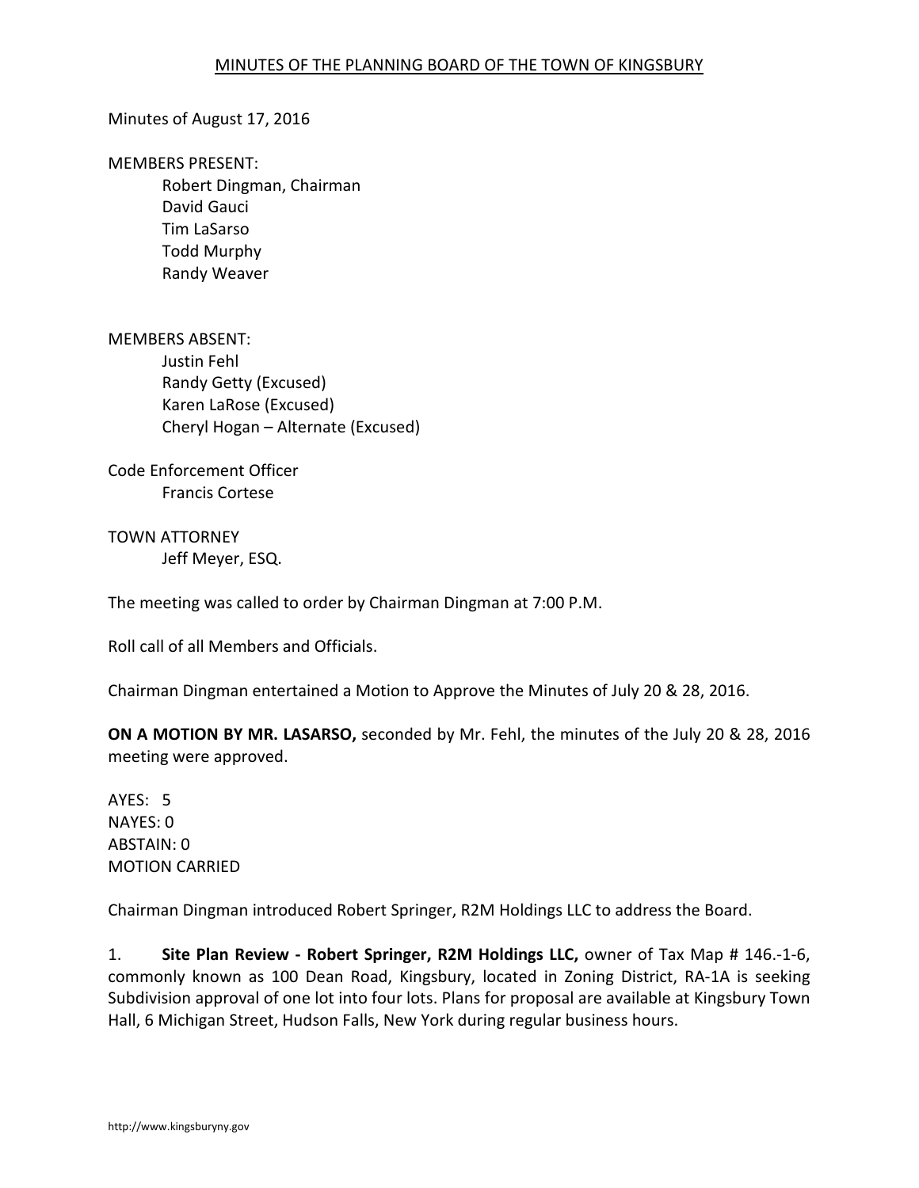MINUTES OF THE PLANNING BOARD OF THE TOWN OF KINGSBURY

Minutes of August 17, 2016

MEMBERS PRESENT:

Robert Dingman, Chairman
David Gauci
Tim LaSarso
Todd Murphy
Randy Weaver

MEMBERS ABSENT:

Justin Fehl
Randy Getty (Excused)
Karen LaRose (Excused)
Cheryl Hogan – Alternate (Excused)

Code Enforcement Officer

Francis Cortese

TOWN ATTORNEY

Jeff Meyer, ESQ.

The meeting was called to order by Chairman Dingman at 7:00 P.M.

Roll call of all Members and Officials.

Chairman Dingman entertained a Motion to Approve the Minutes of July 20 & 28, 2016.

**ON A MOTION BY MR. LASARSO,** seconded by Mr. Fehl, the minutes of the July 20 & 28, 2016 meeting were approved.

AYES: 5
NAYES: 0
ABSTAIN: 0
MOTION CARRIED

Chairman Dingman introduced Robert Springer, R2M Holdings LLC to address the Board.

1. **Site Plan Review - Robert Springer, R2M Holdings LLC,** owner of Tax Map # 146.-1-6, commonly known as 100 Dean Road, Kingsbury, located in Zoning District, RA-1A is seeking Subdivision approval of one lot into four lots. Plans for proposal are available at Kingsbury Town Hall, 6 Michigan Street, Hudson Falls, New York during regular business hours.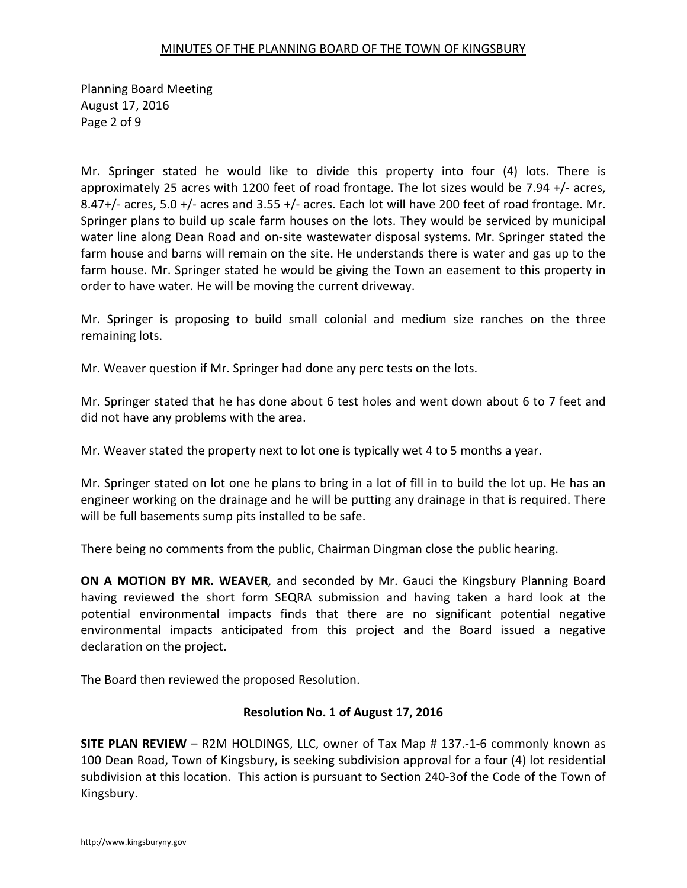Mr. Springer stated he would like to divide this property into four (4) lots. There is approximately 25 acres with 1200 feet of road frontage. The lot sizes would be 7.94 +/- acres, 8.47+/- acres, 5.0 +/- acres and 3.55 +/- acres. Each lot will have 200 feet of road frontage. Mr. Springer plans to build up scale farm houses on the lots. They would be serviced by municipal water line along Dean Road and on-site wastewater disposal systems. Mr. Springer stated the farm house and barns will remain on the site. He understands there is water and gas up to the farm house. Mr. Springer stated he would be giving the Town an easement to this property in order to have water. He will be moving the current driveway.

Mr. Springer is proposing to build small colonial and medium size ranches on the three remaining lots.

Mr. Weaver question if Mr. Springer had done any perc tests on the lots.

Mr. Springer stated that he has done about 6 test holes and went down about 6 to 7 feet and did not have any problems with the area.

Mr. Weaver stated the property next to lot one is typically wet 4 to 5 months a year.

Mr. Springer stated on lot one he plans to bring in a lot of fill in to build the lot up. He has an engineer working on the drainage and he will be putting any drainage in that is required. There will be full basements sump pits installed to be safe.

There being no comments from the public, Chairman Dingman close the public hearing.

**ON A MOTION BY MR. WEAVER**, and seconded by Mr. Gauci the Kingsbury Planning Board having reviewed the short form SEQRA submission and having taken a hard look at the potential environmental impacts finds that there are no significant potential negative environmental impacts anticipated from this project and the Board issued a negative declaration on the project.

The Board then reviewed the proposed Resolution.

**Resolution No. 1 of August 17, 2016**

**SITE PLAN REVIEW** – R2M HOLDINGS, LLC, owner of Tax Map # 137.-1-6 commonly known as 100 Dean Road, Town of Kingsbury, is seeking subdivision approval for a four (4) lot residential subdivision at this location. This action is pursuant to Section 240-3of the Code of the Town of Kingsbury.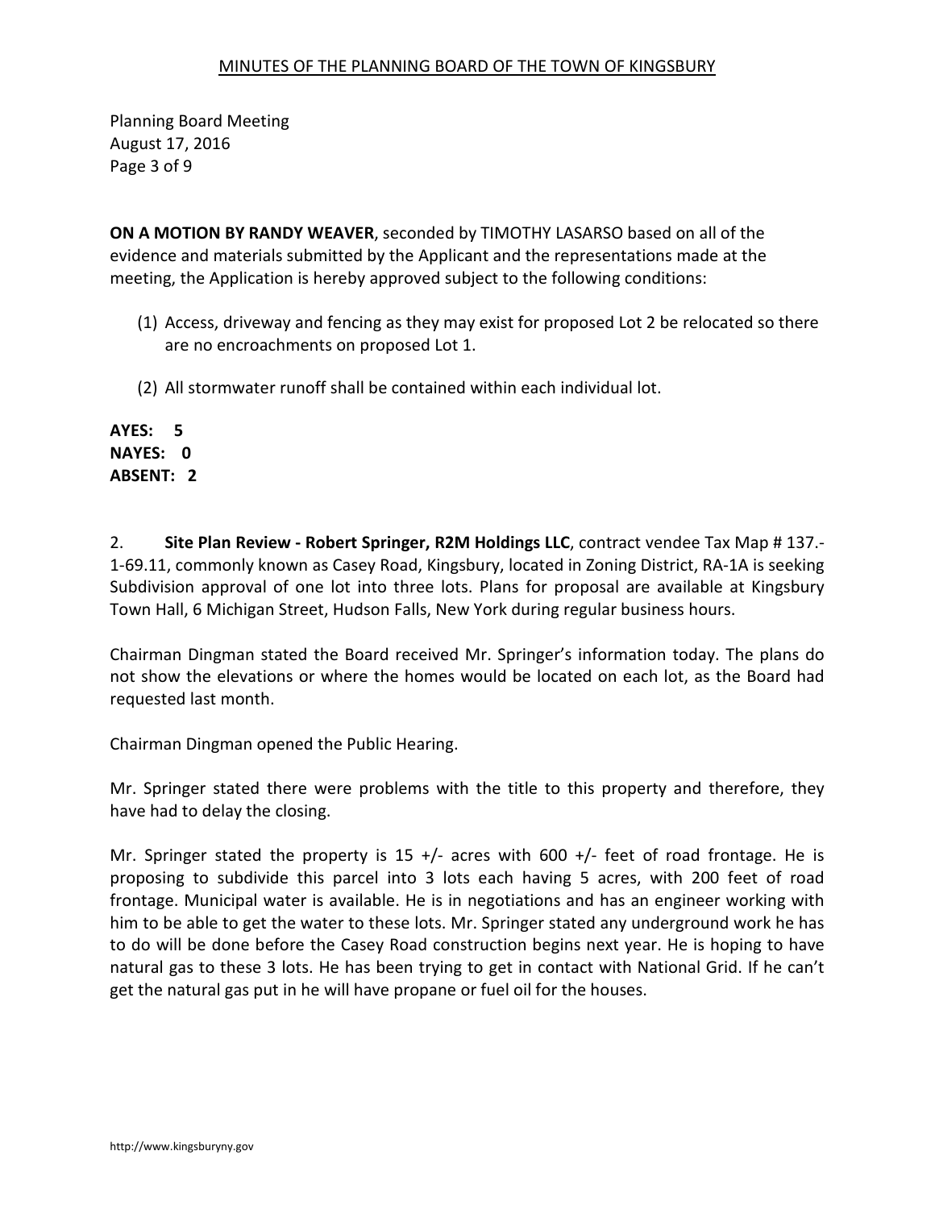**ON A MOTION BY RANDY WEAVER**, seconded by TIMOTHY LASARSO based on all of the evidence and materials submitted by the Applicant and the representations made at the meeting, the Application is hereby approved subject to the following conditions:

(1) Access, driveway and fencing as they may exist for proposed Lot 2 be relocated so there are no encroachments on proposed Lot 1.

(2) All stormwater runoff shall be contained within each individual lot.

**AYES: 5**
**NAYES: 0**
**ABSENT: 2**

2. **Site Plan Review - Robert Springer, R2M Holdings LLC**, contract vendee Tax Map # 137.-1-69.11, commonly known as Casey Road, Kingsbury, located in Zoning District, RA-1A is seeking Subdivision approval of one lot into three lots. Plans for proposal are available at Kingsbury Town Hall, 6 Michigan Street, Hudson Falls, New York during regular business hours.

Chairman Dingman stated the Board received Mr. Springer's information today. The plans do not show the elevations or where the homes would be located on each lot, as the Board had requested last month.

Chairman Dingman opened the Public Hearing.

Mr. Springer stated there were problems with the title to this property and therefore, they have had to delay the closing.

Mr. Springer stated the property is 15 +/- acres with 600 +/- feet of road frontage. He is proposing to subdivide this parcel into 3 lots each having 5 acres, with 200 feet of road frontage. Municipal water is available. He is in negotiations and has an engineer working with him to be able to get the water to these lots. Mr. Springer stated any underground work he has to do will be done before the Casey Road construction begins next year. He is hoping to have natural gas to these 3 lots. He has been trying to get in contact with National Grid. If he can't get the natural gas put in he will have propane or fuel oil for the houses.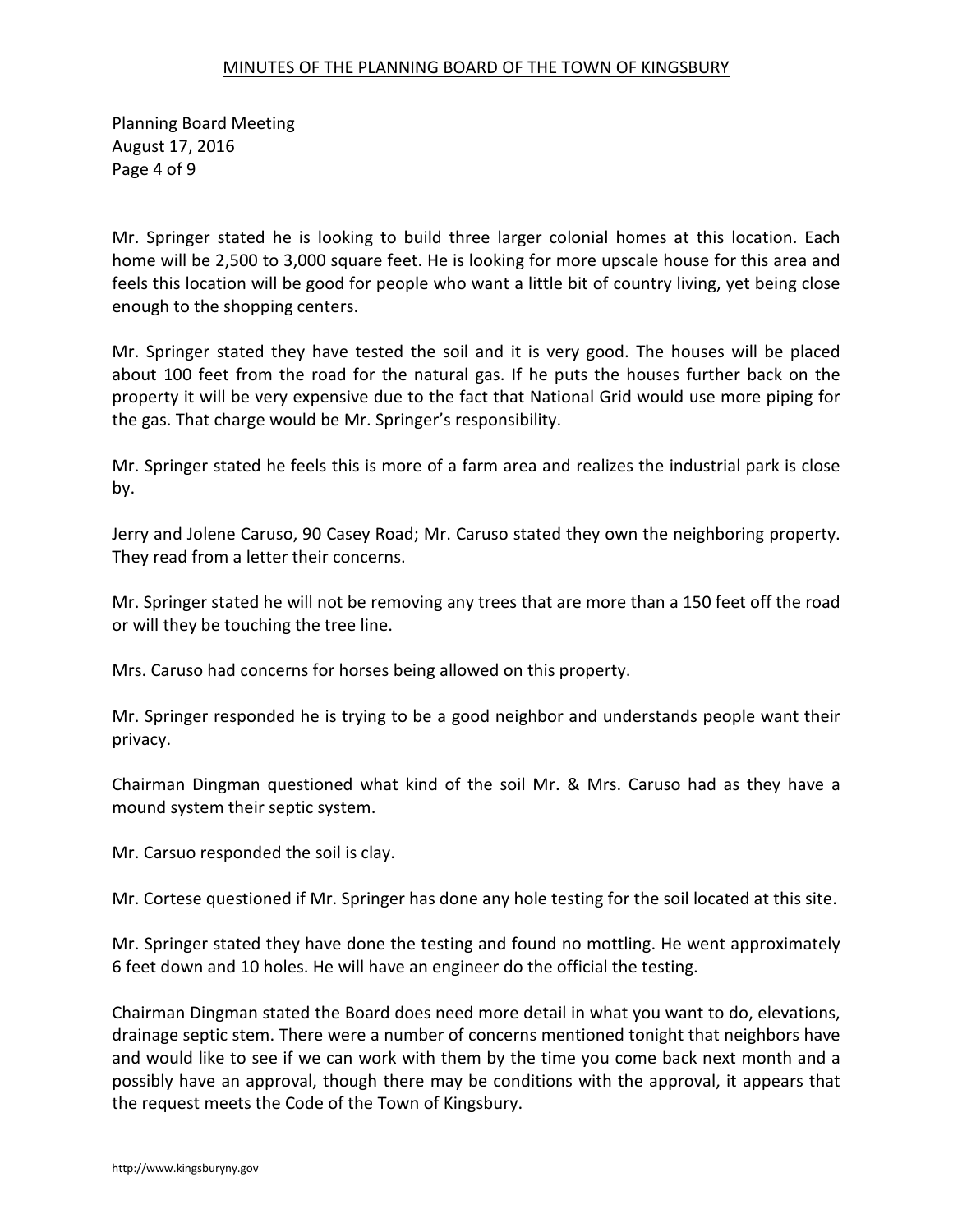Mr. Springer stated he is looking to build three larger colonial homes at this location. Each home will be 2,500 to 3,000 square feet. He is looking for more upscale house for this area and feels this location will be good for people who want a little bit of country living, yet being close enough to the shopping centers.

Mr. Springer stated they have tested the soil and it is very good. The houses will be placed about 100 feet from the road for the natural gas. If he puts the houses further back on the property it will be very expensive due to the fact that National Grid would use more piping for the gas. That charge would be Mr. Springer's responsibility.

Mr. Springer stated he feels this is more of a farm area and realizes the industrial park is close by.

Jerry and Jolene Caruso, 90 Casey Road; Mr. Caruso stated they own the neighboring property. They read from a letter their concerns.

Mr. Springer stated he will not be removing any trees that are more than a 150 feet off the road or will they be touching the tree line.

Mrs. Caruso had concerns for horses being allowed on this property.

Mr. Springer responded he is trying to be a good neighbor and understands people want their privacy.

Chairman Dingman questioned what kind of the soil Mr. & Mrs. Caruso had as they have a mound system their septic system.

Mr. Carsuo responded the soil is clay.

Mr. Cortese questioned if Mr. Springer has done any hole testing for the soil located at this site.

Mr. Springer stated they have done the testing and found no mottling. He went approximately 6 feet down and 10 holes. He will have an engineer do the official the testing.

Chairman Dingman stated the Board does need more detail in what you want to do, elevations, drainage septic stem. There were a number of concerns mentioned tonight that neighbors have and would like to see if we can work with them by the time you come back next month and a possibly have an approval, though there may be conditions with the approval, it appears that the request meets the Code of the Town of Kingsbury.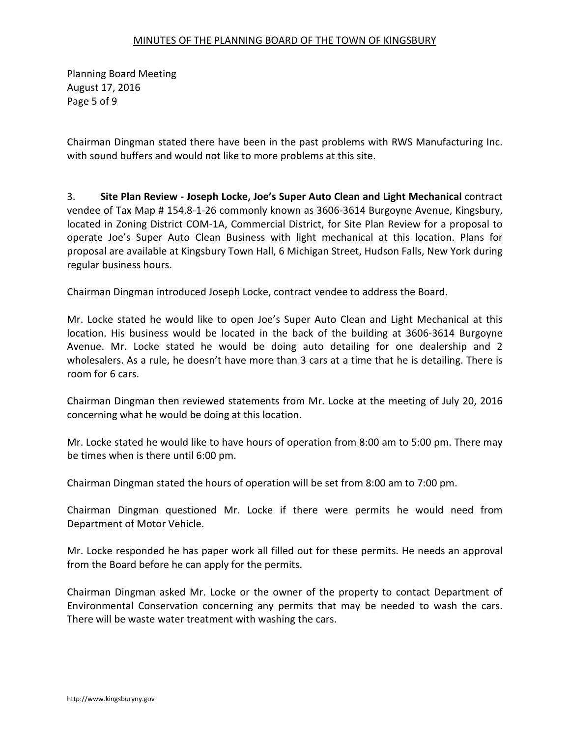Chairman Dingman stated there have been in the past problems with RWS Manufacturing Inc. with sound buffers and would not like to more problems at this site.

3. **Site Plan Review - Joseph Locke, Joe's Super Auto Clean and Light Mechanical** contract vendee of Tax Map # 154.8-1-26 commonly known as 3606-3614 Burgoyne Avenue, Kingsbury, located in Zoning District COM-1A, Commercial District, for Site Plan Review for a proposal to operate Joe's Super Auto Clean Business with light mechanical at this location. Plans for proposal are available at Kingsbury Town Hall, 6 Michigan Street, Hudson Falls, New York during regular business hours.

Chairman Dingman introduced Joseph Locke, contract vendee to address the Board.

Mr. Locke stated he would like to open Joe's Super Auto Clean and Light Mechanical at this location. His business would be located in the back of the building at 3606-3614 Burgoyne Avenue. Mr. Locke stated he would be doing auto detailing for one dealership and 2 wholesalers. As a rule, he doesn't have more than 3 cars at a time that he is detailing. There is room for 6 cars.

Chairman Dingman then reviewed statements from Mr. Locke at the meeting of July 20, 2016 concerning what he would be doing at this location.

Mr. Locke stated he would like to have hours of operation from 8:00 am to 5:00 pm. There may be times when is there until 6:00 pm.

Chairman Dingman stated the hours of operation will be set from 8:00 am to 7:00 pm.

Chairman Dingman questioned Mr. Locke if there were permits he would need from Department of Motor Vehicle.

Mr. Locke responded he has paper work all filled out for these permits. He needs an approval from the Board before he can apply for the permits.

Chairman Dingman asked Mr. Locke or the owner of the property to contact Department of Environmental Conservation concerning any permits that may be needed to wash the cars. There will be waste water treatment with washing the cars.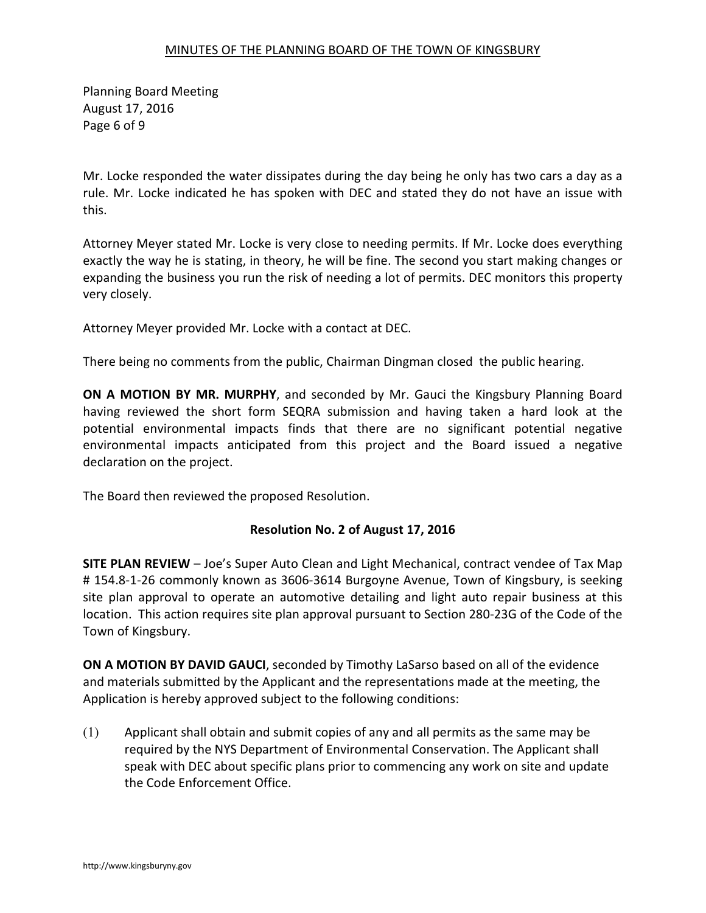Mr. Locke responded the water dissipates during the day being he only has two cars a day as a rule. Mr. Locke indicated he has spoken with DEC and stated they do not have an issue with this.

Attorney Meyer stated Mr. Locke is very close to needing permits. If Mr. Locke does everything exactly the way he is stating, in theory, he will be fine. The second you start making changes or expanding the business you run the risk of needing a lot of permits. DEC monitors this property very closely.

Attorney Meyer provided Mr. Locke with a contact at DEC.

There being no comments from the public, Chairman Dingman closed the public hearing.

**ON A MOTION BY MR. MURPHY**, and seconded by Mr. Gauci the Kingsbury Planning Board having reviewed the short form SEQRA submission and having taken a hard look at the potential environmental impacts finds that there are no significant potential negative environmental impacts anticipated from this project and the Board issued a negative declaration on the project.

The Board then reviewed the proposed Resolution.

**Resolution No. 2 of August 17, 2016**

**SITE PLAN REVIEW** – Joe's Super Auto Clean and Light Mechanical, contract vendee of Tax Map # 154.8-1-26 commonly known as 3606-3614 Burgoyne Avenue, Town of Kingsbury, is seeking site plan approval to operate an automotive detailing and light auto repair business at this location. This action requires site plan approval pursuant to Section 280-23G of the Code of the Town of Kingsbury.

**ON A MOTION BY DAVID GAUCI**, seconded by Timothy LaSarso based on all of the evidence and materials submitted by the Applicant and the representations made at the meeting, the Application is hereby approved subject to the following conditions:

(1) Applicant shall obtain and submit copies of any and all permits as the same may be required by the NYS Department of Environmental Conservation. The Applicant shall speak with DEC about specific plans prior to commencing any work on site and update the Code Enforcement Office.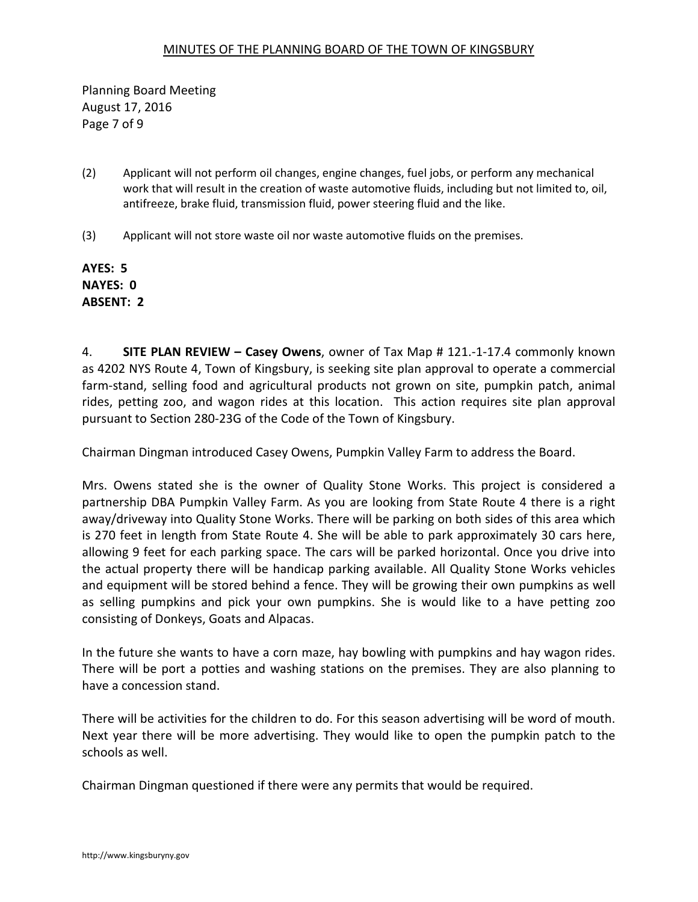(2) Applicant will not perform oil changes, engine changes, fuel jobs, or perform any mechanical work that will result in the creation of waste automotive fluids, including but not limited to, oil, antifreeze, brake fluid, transmission fluid, power steering fluid and the like.

(3) Applicant will not store waste oil nor waste automotive fluids on the premises.

**AYES: 5**
**NAYES: 0**
**ABSENT: 2**

4. **SITE PLAN REVIEW – Casey Owens**, owner of Tax Map # 121.-1-17.4 commonly known as 4202 NYS Route 4, Town of Kingsbury, is seeking site plan approval to operate a commercial farm-stand, selling food and agricultural products not grown on site, pumpkin patch, animal rides, petting zoo, and wagon rides at this location. This action requires site plan approval pursuant to Section 280-23G of the Code of the Town of Kingsbury.

Chairman Dingman introduced Casey Owens, Pumpkin Valley Farm to address the Board.

Mrs. Owens stated she is the owner of Quality Stone Works. This project is considered a partnership DBA Pumpkin Valley Farm. As you are looking from State Route 4 there is a right away/driveway into Quality Stone Works. There will be parking on both sides of this area which is 270 feet in length from State Route 4. She will be able to park approximately 30 cars here, allowing 9 feet for each parking space. The cars will be parked horizontal. Once you drive into the actual property there will be handicap parking available. All Quality Stone Works vehicles and equipment will be stored behind a fence. They will be growing their own pumpkins as well as selling pumpkins and pick your own pumpkins. She is would like to a have petting zoo consisting of Donkeys, Goats and Alpacas.

In the future she wants to have a corn maze, hay bowling with pumpkins and hay wagon rides. There will be port a potties and washing stations on the premises. They are also planning to have a concession stand.

There will be activities for the children to do. For this season advertising will be word of mouth. Next year there will be more advertising. They would like to open the pumpkin patch to the schools as well.

Chairman Dingman questioned if there were any permits that would be required.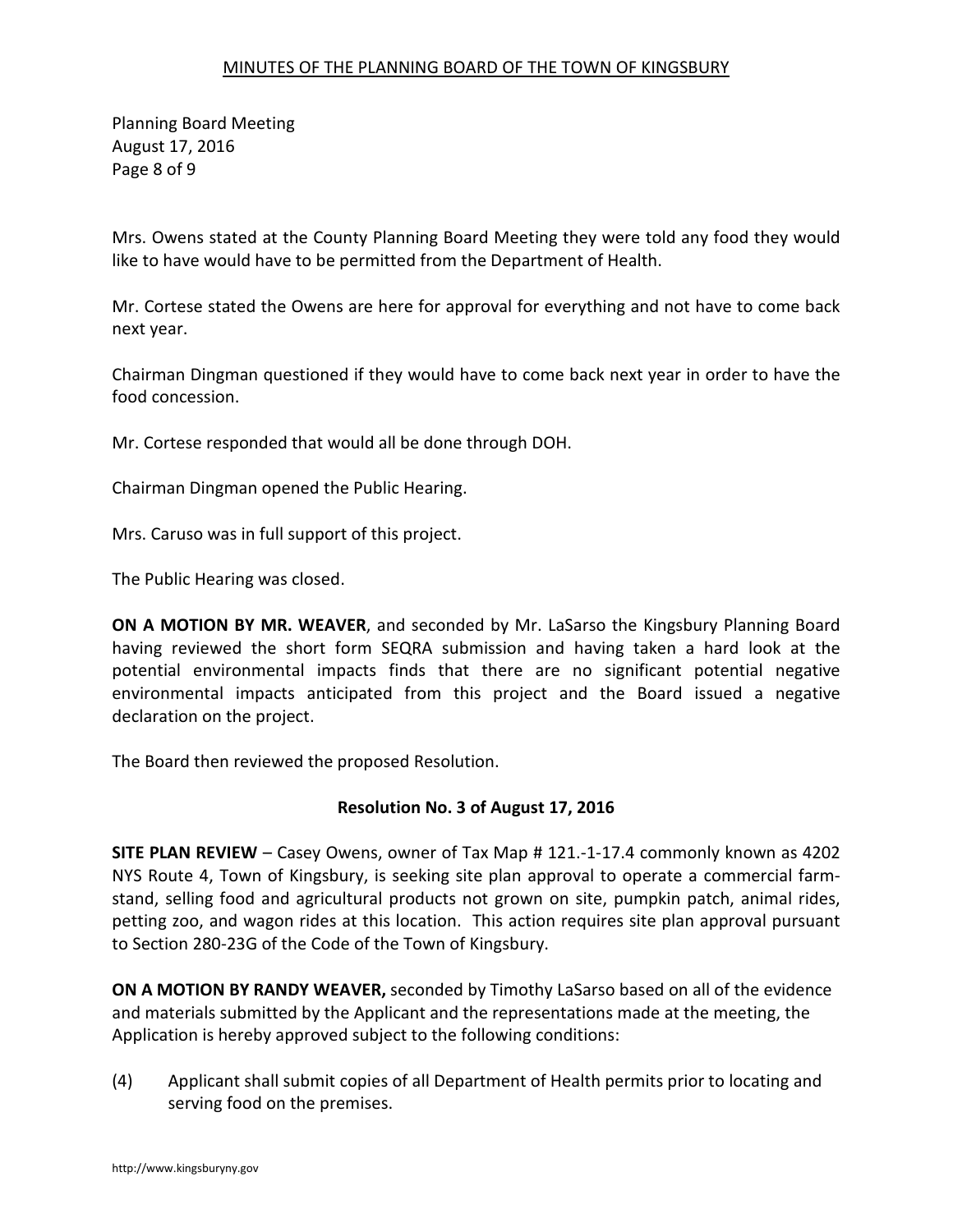Mrs. Owens stated at the County Planning Board Meeting they were told any food they would like to have would have to be permitted from the Department of Health.

Mr. Cortese stated the Owens are here for approval for everything and not have to come back next year.

Chairman Dingman questioned if they would have to come back next year in order to have the food concession.

Mr. Cortese responded that would all be done through DOH.

Chairman Dingman opened the Public Hearing.

Mrs. Caruso was in full support of this project.

The Public Hearing was closed.

**ON A MOTION BY MR. WEAVER**, and seconded by Mr. LaSarso the Kingsbury Planning Board having reviewed the short form SEQRA submission and having taken a hard look at the potential environmental impacts finds that there are no significant potential negative environmental impacts anticipated from this project and the Board issued a negative declaration on the project.

The Board then reviewed the proposed Resolution.

**Resolution No. 3 of August 17, 2016**

**SITE PLAN REVIEW** – Casey Owens, owner of Tax Map # 121.-1-17.4 commonly known as 4202 NYS Route 4, Town of Kingsbury, is seeking site plan approval to operate a commercial farm-stand, selling food and agricultural products not grown on site, pumpkin patch, animal rides, petting zoo, and wagon rides at this location. This action requires site plan approval pursuant to Section 280-23G of the Code of the Town of Kingsbury.

**ON A MOTION BY RANDY WEAVER,** seconded by Timothy LaSarso based on all of the evidence and materials submitted by the Applicant and the representations made at the meeting, the Application is hereby approved subject to the following conditions:

(4) Applicant shall submit copies of all Department of Health permits prior to locating and serving food on the premises.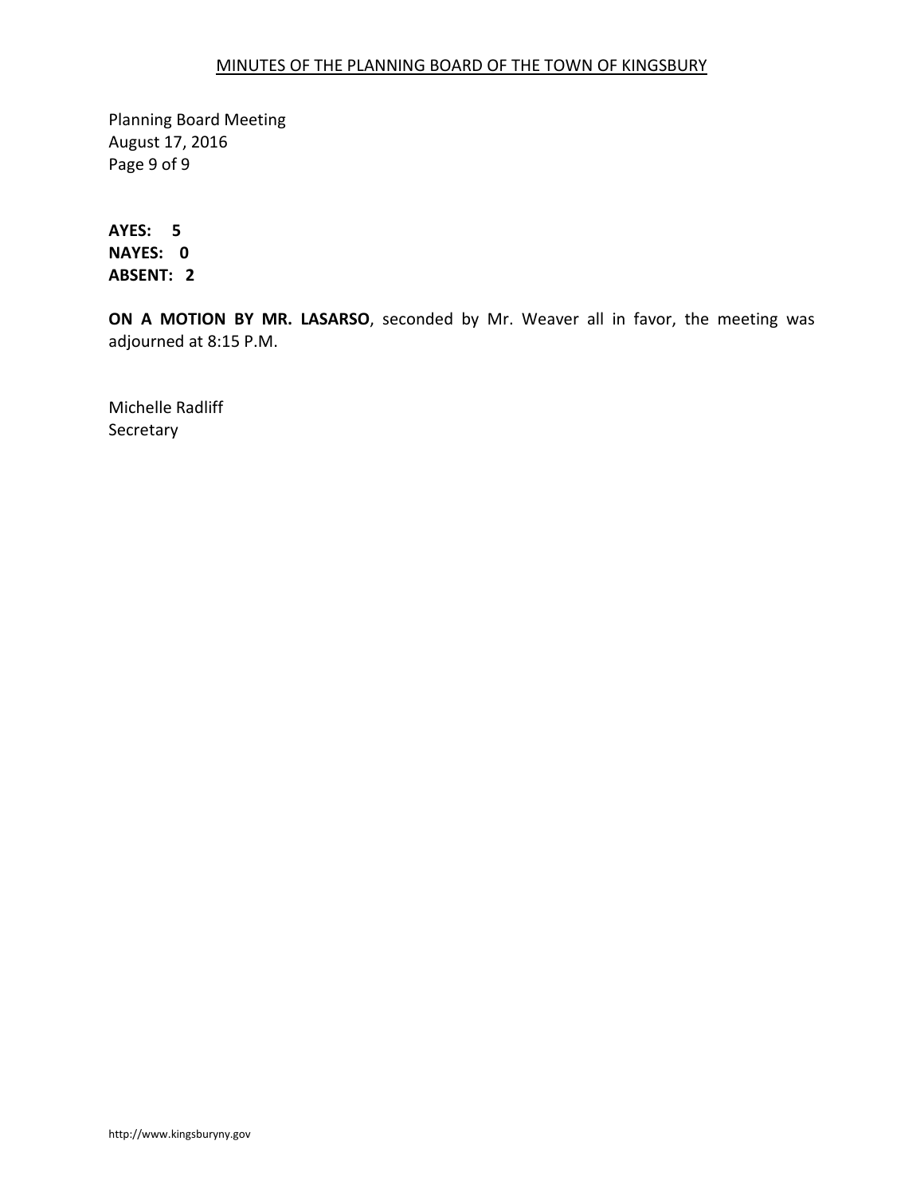**AYES: 5**
**NAYES: 0**
**ABSENT: 2**

**ON A MOTION BY MR. LASARSO**, seconded by Mr. Weaver all in favor, the meeting was adjourned at 8:15 P.M.

Michelle Radliff
Secretary